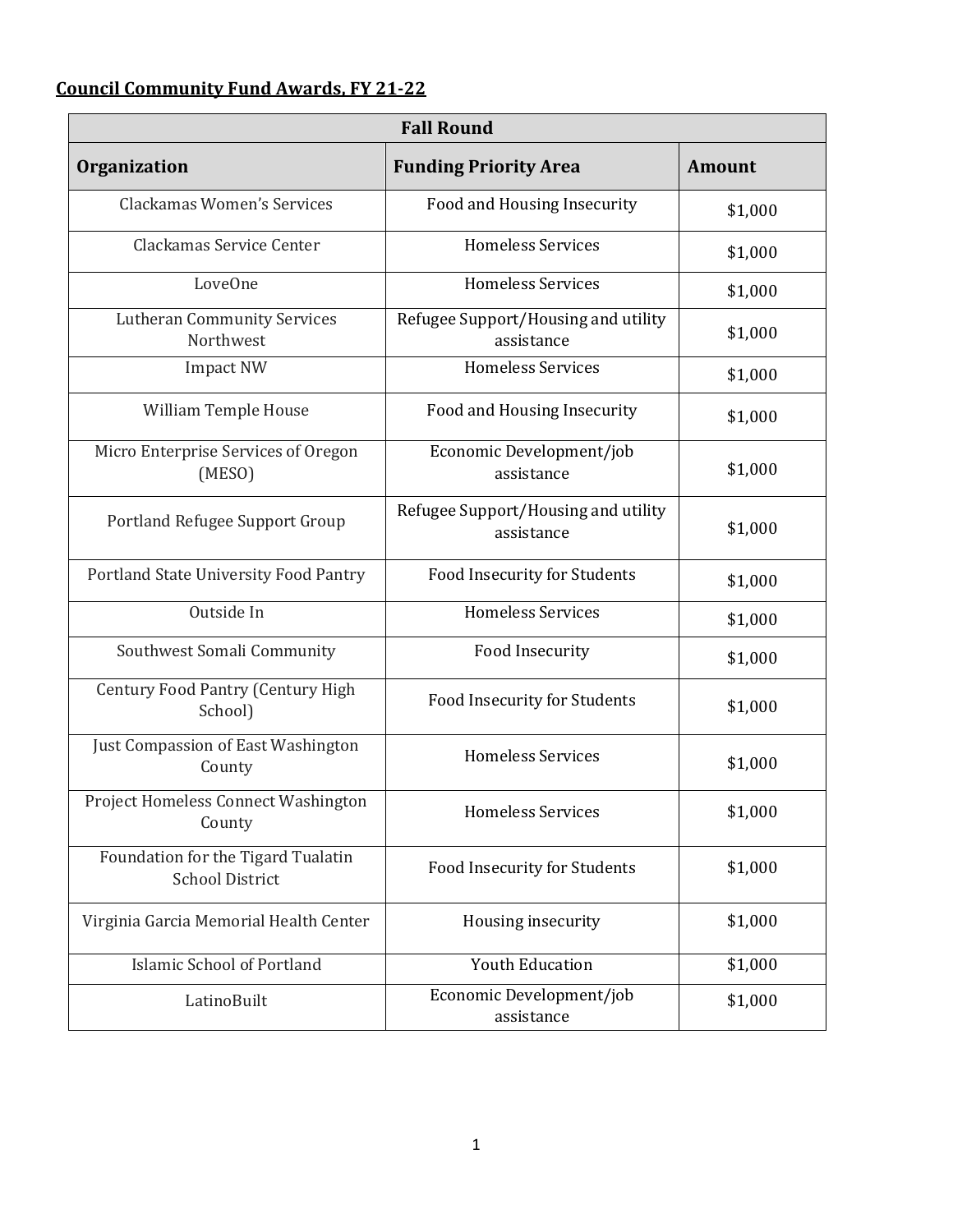**Council Community Fund Awards, FY 21-22**

| Fall Round | | |
|---|---|---|
| **Organization** | **Funding Priority Area** | **Amount** |
| Clackamas Women's Services | Food and Housing Insecurity | $1,000 |
| Clackamas Service Center | Homeless Services | $1,000 |
| LoveOne | Homeless Services | $1,000 |
| Lutheran Community Services Northwest | Refugee Support/Housing and utility assistance | $1,000 |
| Impact NW | Homeless Services | $1,000 |
| William Temple House | Food and Housing Insecurity | $1,000 |
| Micro Enterprise Services of Oregon (MESO) | Economic Development/job assistance | $1,000 |
| Portland Refugee Support Group | Refugee Support/Housing and utility assistance | $1,000 |
| Portland State University Food Pantry | Food Insecurity for Students | $1,000 |
| Outside In | Homeless Services | $1,000 |
| Southwest Somali Community | Food Insecurity | $1,000 |
| Century Food Pantry (Century High School) | Food Insecurity for Students | $1,000 |
| Just Compassion of East Washington County | Homeless Services | $1,000 |
| Project Homeless Connect Washington County | Homeless Services | $1,000 |
| Foundation for the Tigard Tualatin School District | Food Insecurity for Students | $1,000 |
| Virginia Garcia Memorial Health Center | Housing insecurity | $1,000 |
| Islamic School of Portland | Youth Education | $1,000 |
| LatinoBuilt | Economic Development/job assistance | $1,000 |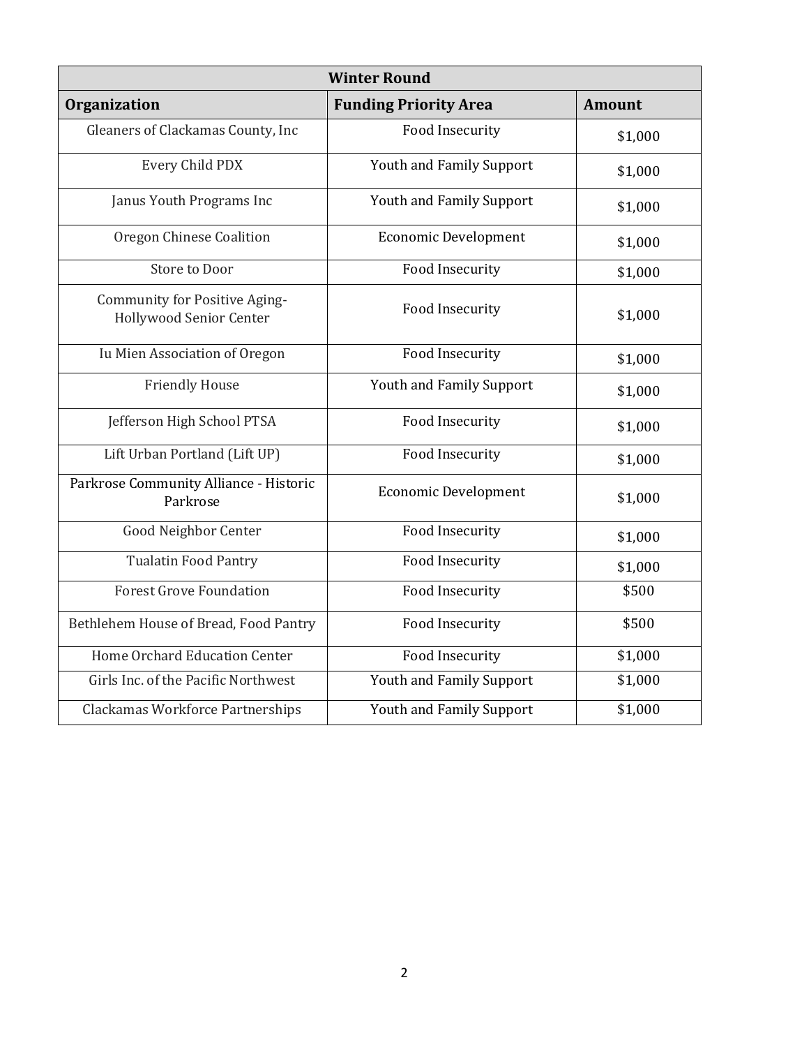| Winter Round | | |
|---|---|---|
| **Organization** | **Funding Priority Area** | **Amount** |
| Gleaners of Clackamas County, Inc | Food Insecurity | $1,000 |
| Every Child PDX | Youth and Family Support | $1,000 |
| Janus Youth Programs Inc | Youth and Family Support | $1,000 |
| Oregon Chinese Coalition | Economic Development | $1,000 |
| Store to Door | Food Insecurity | $1,000 |
| Community for Positive Aging-Hollywood Senior Center | Food Insecurity | $1,000 |
| Iu Mien Association of Oregon | Food Insecurity | $1,000 |
| Friendly House | Youth and Family Support | $1,000 |
| Jefferson High School PTSA | Food Insecurity | $1,000 |
| Lift Urban Portland (Lift UP) | Food Insecurity | $1,000 |
| Parkrose Community Alliance - Historic Parkrose | Economic Development | $1,000 |
| Good Neighbor Center | Food Insecurity | $1,000 |
| Tualatin Food Pantry | Food Insecurity | $1,000 |
| Forest Grove Foundation | Food Insecurity | $500 |
| Bethlehem House of Bread, Food Pantry | Food Insecurity | $500 |
| Home Orchard Education Center | Food Insecurity | $1,000 |
| Girls Inc. of the Pacific Northwest | Youth and Family Support | $1,000 |
| Clackamas Workforce Partnerships | Youth and Family Support | $1,000 |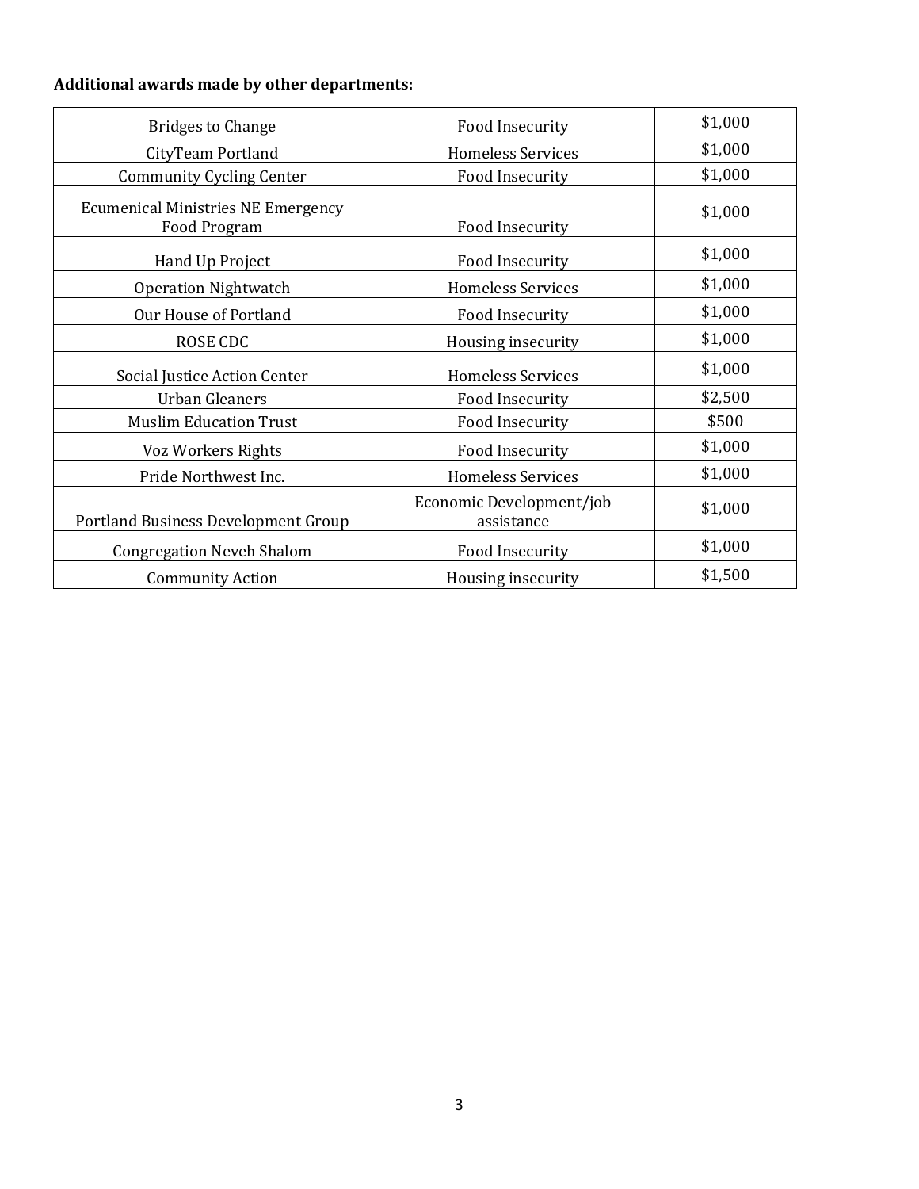**Additional awards made by other departments:**

| | | |
|---|---|---|
| Bridges to Change | Food Insecurity | $1,000 |
| CityTeam Portland | Homeless Services | $1,000 |
| Community Cycling Center | Food Insecurity | $1,000 |
| Ecumenical Ministries NE Emergency Food Program | Food Insecurity | $1,000 |
| Hand Up Project | Food Insecurity | $1,000 |
| Operation Nightwatch | Homeless Services | $1,000 |
| Our House of Portland | Food Insecurity | $1,000 |
| ROSE CDC | Housing insecurity | $1,000 |
| Social Justice Action Center | Homeless Services | $1,000 |
| Urban Gleaners | Food Insecurity | $2,500 |
| Muslim Education Trust | Food Insecurity | $500 |
| Voz Workers Rights | Food Insecurity | $1,000 |
| Pride Northwest Inc. | Homeless Services | $1,000 |
| Portland Business Development Group | Economic Development/job assistance | $1,000 |
| Congregation Neveh Shalom | Food Insecurity | $1,000 |
| Community Action | Housing insecurity | $1,500 |